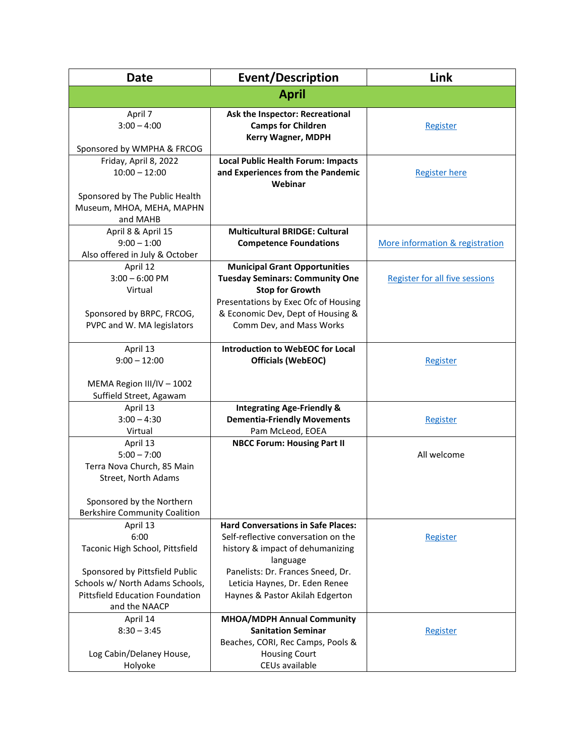| Date | Event/Description | Link |
|---|---|---|
| **April** | | |
| April 7<br>3:00 – 4:00<br><br>Sponsored by WMPHA & FRCOG | **Ask the Inspector: Recreational Camps for Children**<br>**Kerry Wagner, MDPH** | Register |
| Friday, April 8, 2022<br>10:00 – 12:00<br><br>Sponsored by The Public Health Museum, MHOA, MEHA, MAPHN and MAHB | **Local Public Health Forum: Impacts and Experiences from the Pandemic Webinar** | Register here |
| April 8 & April 15<br>9:00 – 1:00<br>Also offered in July & October | **Multicultural BRIDGE: Cultural Competence Foundations** | More information & registration |
| April 12<br>3:00 – 6:00 PM<br>Virtual<br><br>Sponsored by BRPC, FRCOG, PVPC and W. MA legislators | **Municipal Grant Opportunities Tuesday Seminars: Community One Stop for Growth**<br>Presentations by Exec Ofc of Housing & Economic Dev, Dept of Housing & Comm Dev, and Mass Works | Register for all five sessions |
| April 13<br>9:00 – 12:00<br><br>MEMA Region III/IV – 1002 Suffield Street, Agawam | **Introduction to WebEOC for Local Officials (WebEOC)** | Register |
| April 13<br>3:00 – 4:30<br>Virtual | **Integrating Age-Friendly & Dementia-Friendly Movements**<br>Pam McLeod, EOEA | Register |
| April 13<br>5:00 – 7:00<br>Terra Nova Church, 85 Main Street, North Adams<br><br>Sponsored by the Northern Berkshire Community Coalition | **NBCC Forum: Housing Part II** | All welcome |
| April 13<br>6:00<br>Taconic High School, Pittsfield<br><br>Sponsored by Pittsfield Public Schools w/ North Adams Schools, Pittsfield Education Foundation and the NAACP | **Hard Conversations in Safe Places:**<br>Self-reflective conversation on the history & impact of dehumanizing language<br>Panelists: Dr. Frances Sneed, Dr. Leticia Haynes, Dr. Eden Renee Haynes & Pastor Akilah Edgerton | Register |
| April 14<br>8:30 – 3:45<br><br>Log Cabin/Delaney House, Holyoke | **MHOA/MDPH Annual Community Sanitation Seminar**<br>Beaches, CORI, Rec Camps, Pools & Housing Court<br>CEUs available | Register |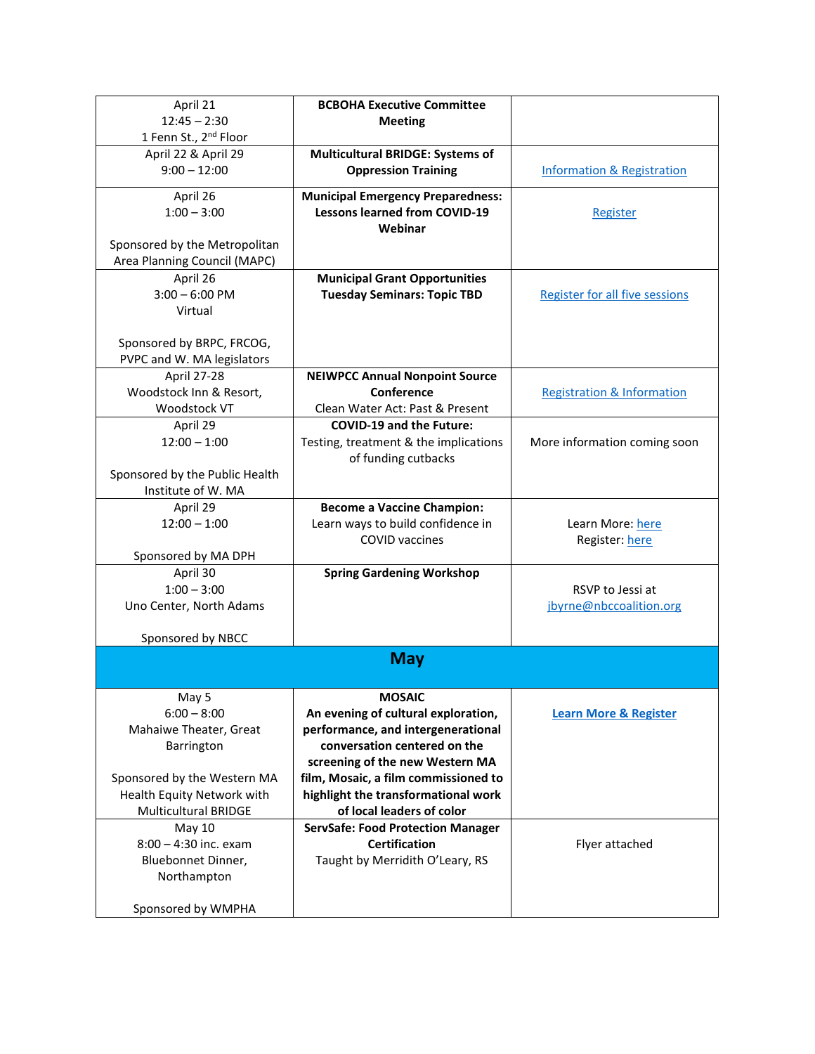| | | |
|---|---|---|
| April 21<br>12:45 – 2:30<br>1 Fenn St., 2nd Floor | **BCBOHA Executive Committee Meeting** | |
| April 22 & April 29<br>9:00 – 12:00 | **Multicultural BRIDGE: Systems of Oppression Training** | Information & Registration |
| April 26<br>1:00 – 3:00<br><br>Sponsored by the Metropolitan Area Planning Council (MAPC) | **Municipal Emergency Preparedness: Lessons learned from COVID-19 Webinar** | Register |
| April 26<br>3:00 – 6:00 PM<br>Virtual<br><br>Sponsored by BRPC, FRCOG, PVPC and W. MA legislators | **Municipal Grant Opportunities Tuesday Seminars: Topic TBD** | Register for all five sessions |
| April 27-28<br>Woodstock Inn & Resort, Woodstock VT | **NEIWPCC Annual Nonpoint Source Conference**<br>Clean Water Act: Past & Present | Registration & Information |
| April 29<br>12:00 – 1:00<br><br>Sponsored by the Public Health Institute of W. MA | **COVID-19 and the Future:**<br>Testing, treatment & the implications of funding cutbacks | More information coming soon |
| April 29<br>12:00 – 1:00<br><br>Sponsored by MA DPH | **Become a Vaccine Champion:**<br>Learn ways to build confidence in COVID vaccines | Learn More: here<br>Register: here |
| April 30<br>1:00 – 3:00<br>Uno Center, North Adams<br><br>Sponsored by NBCC | **Spring Gardening Workshop** | RSVP to Jessi at jbyrne@nbccoalition.org |
| **May** | | |
| May 5<br>6:00 – 8:00<br>Mahaiwe Theater, Great Barrington<br><br>Sponsored by the Western MA Health Equity Network with Multicultural BRIDGE | **MOSAIC**<br>**An evening of cultural exploration, performance, and intergenerational conversation centered on the screening of the new Western MA film, Mosaic, a film commissioned to highlight the transformational work of local leaders of color** | **Learn More & Register** |
| May 10<br>8:00 – 4:30 inc. exam<br>Bluebonnet Dinner, Northampton<br><br>Sponsored by WMPHA | **ServSafe: Food Protection Manager Certification**<br>Taught by Merridith O'Leary, RS | Flyer attached |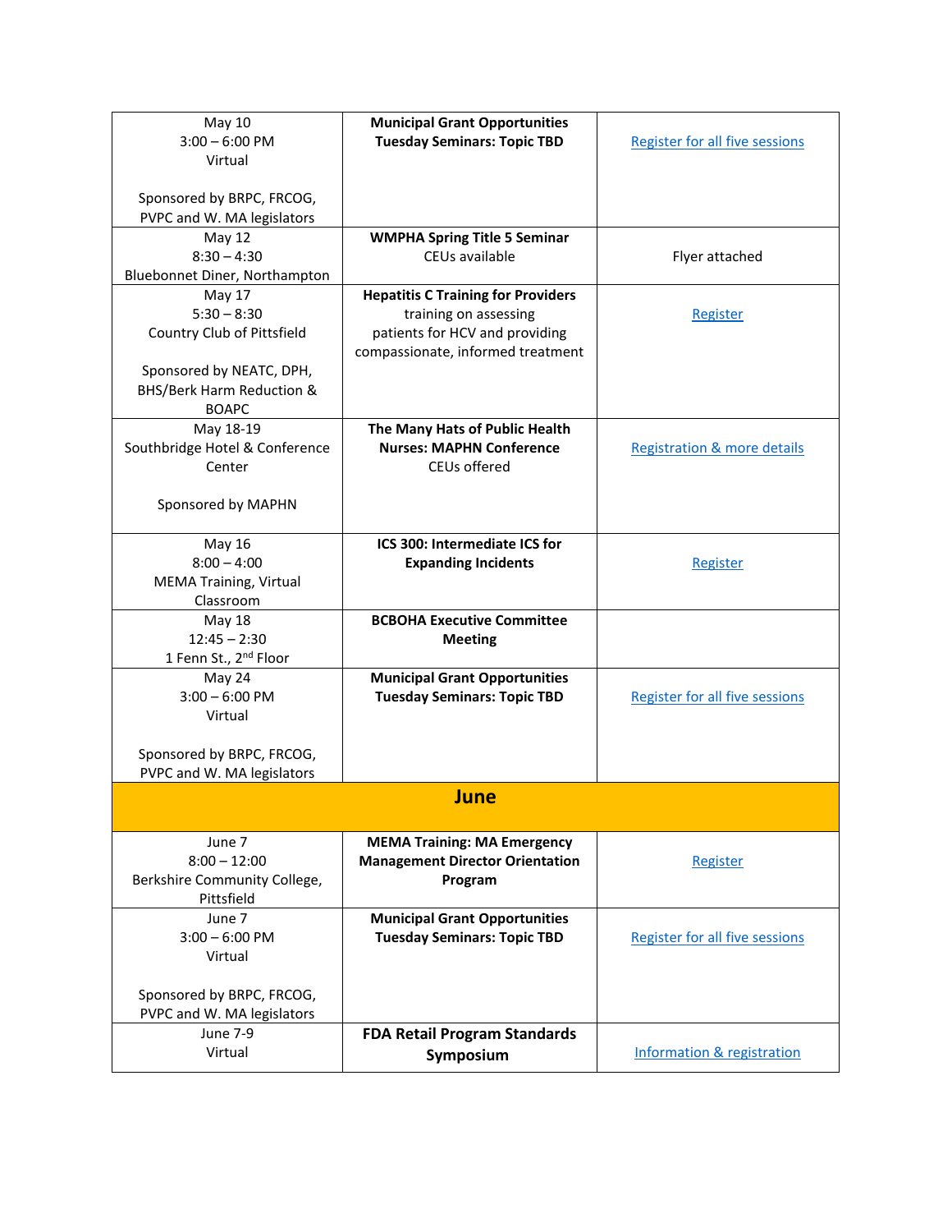| | | |
|---|---|---|
| May 10<br>3:00 – 6:00 PM<br>Virtual<br><br>Sponsored by BRPC, FRCOG, PVPC and W. MA legislators | **Municipal Grant Opportunities Tuesday Seminars: Topic TBD** | Register for all five sessions |
| May 12<br>8:30 – 4:30<br>Bluebonnet Diner, Northampton | **WMPHA Spring Title 5 Seminar**<br>CEUs available | Flyer attached |
| May 17<br>5:30 – 8:30<br>Country Club of Pittsfield<br><br>Sponsored by NEATC, DPH, BHS/Berk Harm Reduction & BOAPC | **Hepatitis C Training for Providers**<br>training on assessing patients for HCV and providing compassionate, informed treatment | Register |
| May 18-19<br>Southbridge Hotel & Conference Center<br><br>Sponsored by MAPHN | **The Many Hats of Public Health Nurses: MAPHN Conference**<br>CEUs offered | Registration & more details |
| May 16<br>8:00 – 4:00<br>MEMA Training, Virtual Classroom | **ICS 300: Intermediate ICS for Expanding Incidents** | Register |
| May 18<br>12:45 – 2:30<br>1 Fenn St., 2nd Floor | **BCBOHA Executive Committee Meeting** | |
| May 24<br>3:00 – 6:00 PM<br>Virtual<br><br>Sponsored by BRPC, FRCOG, PVPC and W. MA legislators | **Municipal Grant Opportunities Tuesday Seminars: Topic TBD** | Register for all five sessions |
| | **June** | |
| June 7<br>8:00 – 12:00<br>Berkshire Community College, Pittsfield | **MEMA Training: MA Emergency Management Director Orientation Program** | Register |
| June 7<br>3:00 – 6:00 PM<br>Virtual<br><br>Sponsored by BRPC, FRCOG, PVPC and W. MA legislators | **Municipal Grant Opportunities Tuesday Seminars: Topic TBD** | Register for all five sessions |
| June 7-9<br>Virtual | **FDA Retail Program Standards Symposium** | Information & registration |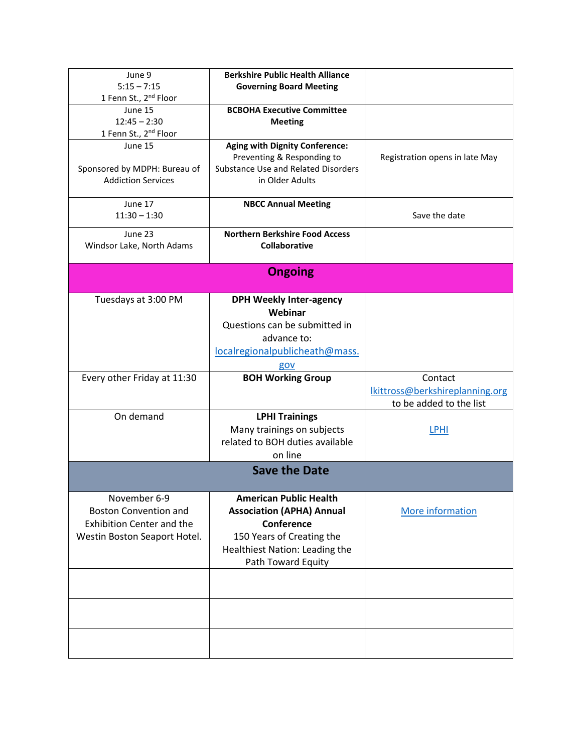| | | |
|---|---|---|
| June 9<br>5:15 – 7:15<br>1 Fenn St., 2nd Floor | **Berkshire Public Health Alliance Governing Board Meeting** | |
| June 15<br>12:45 – 2:30<br>1 Fenn St., 2nd Floor | **BCBOHA Executive Committee Meeting** | |
| June 15<br><br>Sponsored by MDPH: Bureau of Addiction Services | **Aging with Dignity Conference:** Preventing & Responding to Substance Use and Related Disorders in Older Adults | Registration opens in late May |
| June 17<br>11:30 – 1:30 | **NBCC Annual Meeting** | Save the date |
| June 23<br>Windsor Lake, North Adams | **Northern Berkshire Food Access Collaborative** | |
| **Ongoing** | | |
| Tuesdays at 3:00 PM | **DPH Weekly Inter-agency Webinar**<br>Questions can be submitted in advance to: localregionalpublicheath@mass.gov | |
| Every other Friday at 11:30 | **BOH Working Group** | Contact lkittross@berkshireplanning.org to be added to the list |
| On demand | **LPHI Trainings**<br>Many trainings on subjects related to BOH duties available on line | LPHI |
| **Save the Date** | | |
| November 6-9<br>Boston Convention and Exhibition Center and the Westin Boston Seaport Hotel. | **American Public Health Association (APHA) Annual Conference**<br>150 Years of Creating the Healthiest Nation: Leading the Path Toward Equity | More information |
| | | |
| | | |
| | | |